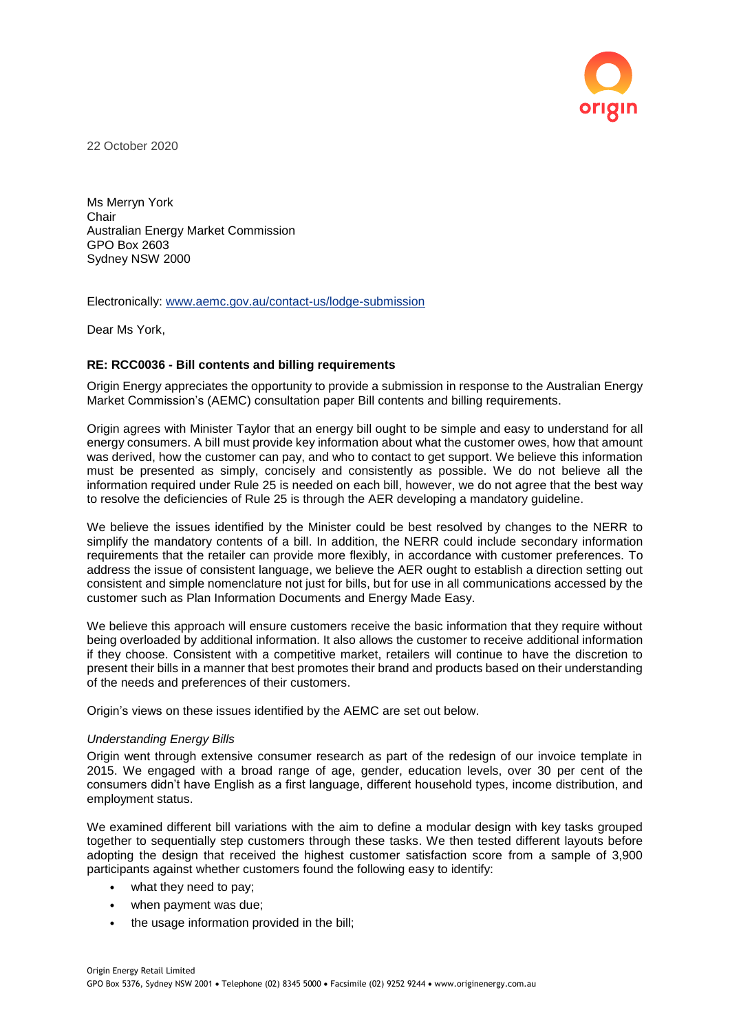22 October 2020

Ms Merryn York
Chair
Australian Energy Market Commission
GPO Box 2603
Sydney NSW 2000

Electronically: [www.aemc.gov.au/contact-us/lodge-submission](http://www.aemc.gov.au/contact-us/lodge-submission)

Dear Ms York,

**RE: RCC0036 - Bill contents and billing requirements**

Origin Energy appreciates the opportunity to provide a submission in response to the Australian Energy Market Commission's (AEMC) consultation paper Bill contents and billing requirements.

Origin agrees with Minister Taylor that an energy bill ought to be simple and easy to understand for all energy consumers. A bill must provide key information about what the customer owes, how that amount was derived, how the customer can pay, and who to contact to get support. We believe this information must be presented as simply, concisely and consistently as possible. We do not believe all the information required under Rule 25 is needed on each bill, however, we do not agree that the best way to resolve the deficiencies of Rule 25 is through the AER developing a mandatory guideline.

We believe the issues identified by the Minister could be best resolved by changes to the NERR to simplify the mandatory contents of a bill. In addition, the NERR could include secondary information requirements that the retailer can provide more flexibly, in accordance with customer preferences. To address the issue of consistent language, we believe the AER ought to establish a direction setting out consistent and simple nomenclature not just for bills, but for use in all communications accessed by the customer such as Plan Information Documents and Energy Made Easy.

We believe this approach will ensure customers receive the basic information that they require without being overloaded by additional information. It also allows the customer to receive additional information if they choose. Consistent with a competitive market, retailers will continue to have the discretion to present their bills in a manner that best promotes their brand and products based on their understanding of the needs and preferences of their customers.

Origin's views on these issues identified by the AEMC are set out below.

*Understanding Energy Bills*

Origin went through extensive consumer research as part of the redesign of our invoice template in 2015. We engaged with a broad range of age, gender, education levels, over 30 per cent of the consumers didn't have English as a first language, different household types, income distribution, and employment status.

We examined different bill variations with the aim to define a modular design with key tasks grouped together to sequentially step customers through these tasks. We then tested different layouts before adopting the design that received the highest customer satisfaction score from a sample of 3,900 participants against whether customers found the following easy to identify:

- what they need to pay;
- when payment was due;
- the usage information provided in the bill;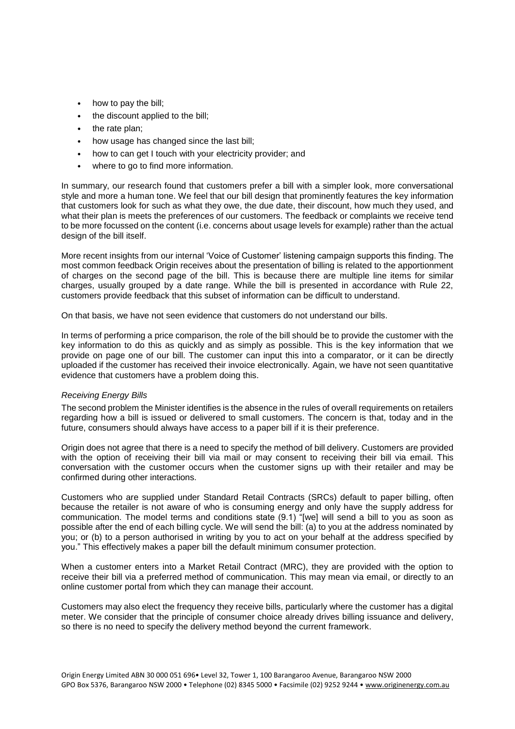- how to pay the bill;
- the discount applied to the bill;
- the rate plan;
- how usage has changed since the last bill;
- how to can get I touch with your electricity provider; and
- where to go to find more information.

In summary, our research found that customers prefer a bill with a simpler look, more conversational style and more a human tone. We feel that our bill design that prominently features the key information that customers look for such as what they owe, the due date, their discount, how much they used, and what their plan is meets the preferences of our customers. The feedback or complaints we receive tend to be more focussed on the content (i.e. concerns about usage levels for example) rather than the actual design of the bill itself.

More recent insights from our internal 'Voice of Customer' listening campaign supports this finding. The most common feedback Origin receives about the presentation of billing is related to the apportionment of charges on the second page of the bill. This is because there are multiple line items for similar charges, usually grouped by a date range. While the bill is presented in accordance with Rule 22, customers provide feedback that this subset of information can be difficult to understand.

On that basis, we have not seen evidence that customers do not understand our bills.

In terms of performing a price comparison, the role of the bill should be to provide the customer with the key information to do this as quickly and as simply as possible. This is the key information that we provide on page one of our bill. The customer can input this into a comparator, or it can be directly uploaded if the customer has received their invoice electronically. Again, we have not seen quantitative evidence that customers have a problem doing this.

*Receiving Energy Bills*

The second problem the Minister identifies is the absence in the rules of overall requirements on retailers regarding how a bill is issued or delivered to small customers. The concern is that, today and in the future, consumers should always have access to a paper bill if it is their preference.

Origin does not agree that there is a need to specify the method of bill delivery. Customers are provided with the option of receiving their bill via mail or may consent to receiving their bill via email. This conversation with the customer occurs when the customer signs up with their retailer and may be confirmed during other interactions.

Customers who are supplied under Standard Retail Contracts (SRCs) default to paper billing, often because the retailer is not aware of who is consuming energy and only have the supply address for communication. The model terms and conditions state (9.1) "[we] will send a bill to you as soon as possible after the end of each billing cycle. We will send the bill: (a) to you at the address nominated by you; or (b) to a person authorised in writing by you to act on your behalf at the address specified by you." This effectively makes a paper bill the default minimum consumer protection.

When a customer enters into a Market Retail Contract (MRC), they are provided with the option to receive their bill via a preferred method of communication. This may mean via email, or directly to an online customer portal from which they can manage their account.

Customers may also elect the frequency they receive bills, particularly where the customer has a digital meter. We consider that the principle of consumer choice already drives billing issuance and delivery, so there is no need to specify the delivery method beyond the current framework.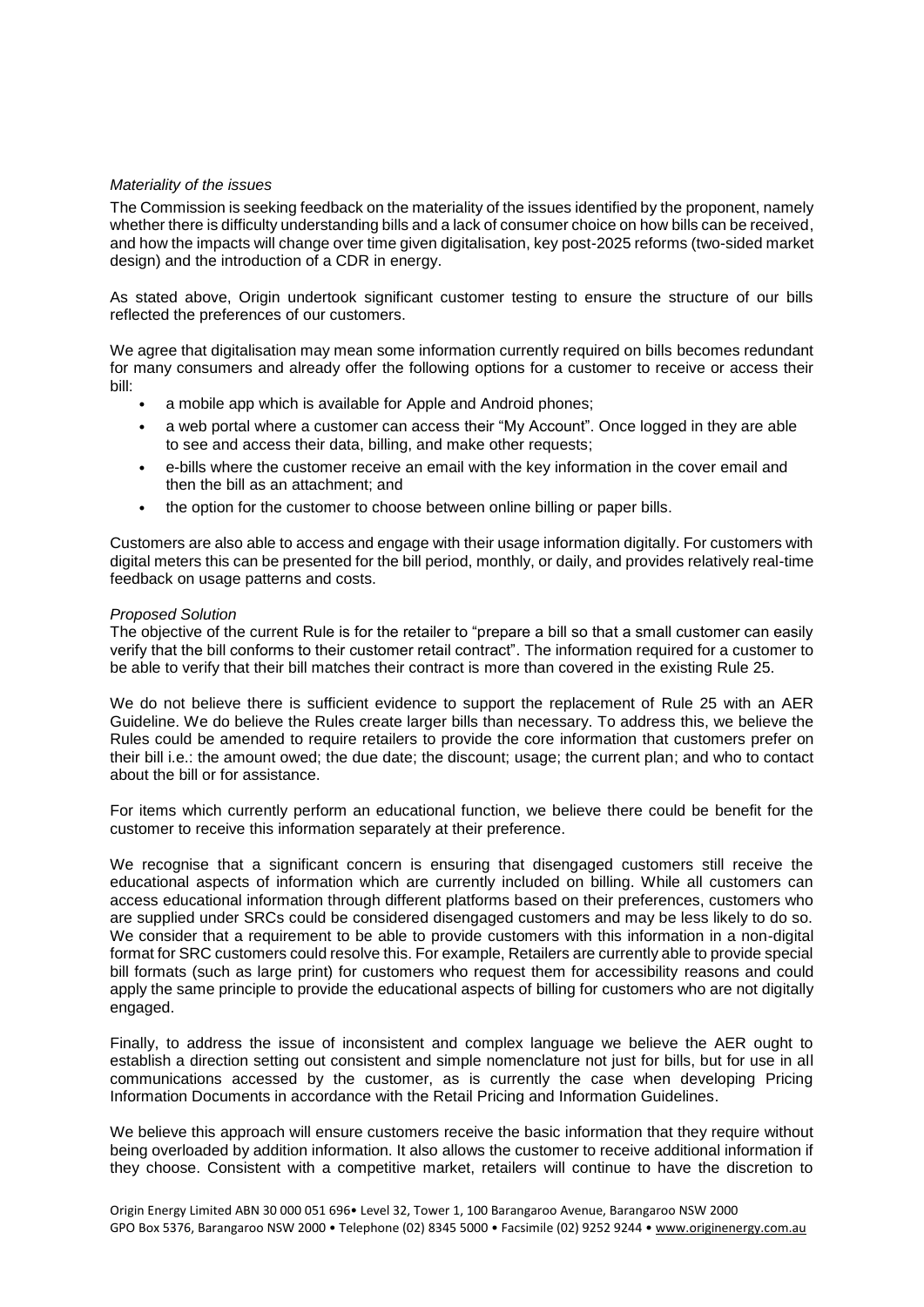*Materiality of the issues*

The Commission is seeking feedback on the materiality of the issues identified by the proponent, namely whether there is difficulty understanding bills and a lack of consumer choice on how bills can be received, and how the impacts will change over time given digitalisation, key post-2025 reforms (two-sided market design) and the introduction of a CDR in energy.

As stated above, Origin undertook significant customer testing to ensure the structure of our bills reflected the preferences of our customers.

We agree that digitalisation may mean some information currently required on bills becomes redundant for many consumers and already offer the following options for a customer to receive or access their bill:

- a mobile app which is available for Apple and Android phones;
- a web portal where a customer can access their "My Account". Once logged in they are able to see and access their data, billing, and make other requests;
- e-bills where the customer receive an email with the key information in the cover email and then the bill as an attachment; and
- the option for the customer to choose between online billing or paper bills.

Customers are also able to access and engage with their usage information digitally. For customers with digital meters this can be presented for the bill period, monthly, or daily, and provides relatively real-time feedback on usage patterns and costs.

*Proposed Solution*

The objective of the current Rule is for the retailer to "prepare a bill so that a small customer can easily verify that the bill conforms to their customer retail contract". The information required for a customer to be able to verify that their bill matches their contract is more than covered in the existing Rule 25.

We do not believe there is sufficient evidence to support the replacement of Rule 25 with an AER Guideline. We do believe the Rules create larger bills than necessary. To address this, we believe the Rules could be amended to require retailers to provide the core information that customers prefer on their bill i.e.: the amount owed; the due date; the discount; usage; the current plan; and who to contact about the bill or for assistance.

For items which currently perform an educational function, we believe there could be benefit for the customer to receive this information separately at their preference.

We recognise that a significant concern is ensuring that disengaged customers still receive the educational aspects of information which are currently included on billing. While all customers can access educational information through different platforms based on their preferences, customers who are supplied under SRCs could be considered disengaged customers and may be less likely to do so. We consider that a requirement to be able to provide customers with this information in a non-digital format for SRC customers could resolve this. For example, Retailers are currently able to provide special bill formats (such as large print) for customers who request them for accessibility reasons and could apply the same principle to provide the educational aspects of billing for customers who are not digitally engaged.

Finally, to address the issue of inconsistent and complex language we believe the AER ought to establish a direction setting out consistent and simple nomenclature not just for bills, but for use in all communications accessed by the customer, as is currently the case when developing Pricing Information Documents in accordance with the Retail Pricing and Information Guidelines.

We believe this approach will ensure customers receive the basic information that they require without being overloaded by addition information. It also allows the customer to receive additional information if they choose. Consistent with a competitive market, retailers will continue to have the discretion to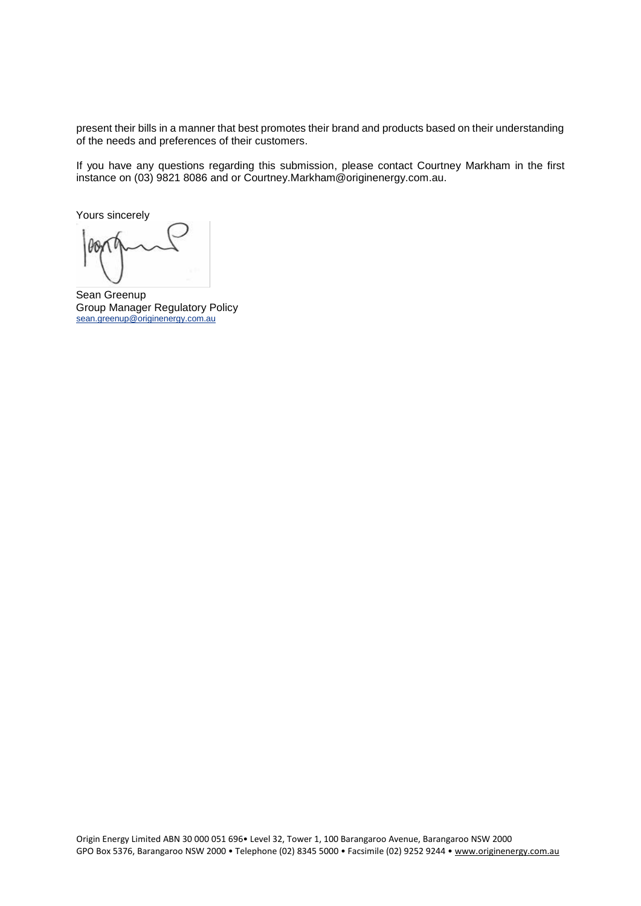present their bills in a manner that best promotes their brand and products based on their understanding of the needs and preferences of their customers.

If you have any questions regarding this submission, please contact Courtney Markham in the first instance on (03) 9821 8086 and or Courtney.Markham@originenergy.com.au.

Yours sincerely

Sean Greenup
Group Manager Regulatory Policy
sean.greenup@originenergy.com.au

Origin Energy Limited ABN 30 000 051 696• Level 32, Tower 1, 100 Barangaroo Avenue, Barangaroo NSW 2000
GPO Box 5376, Barangaroo NSW 2000 • Telephone (02) 8345 5000 • Facsimile (02) 9252 9244 • www.originenergy.com.au